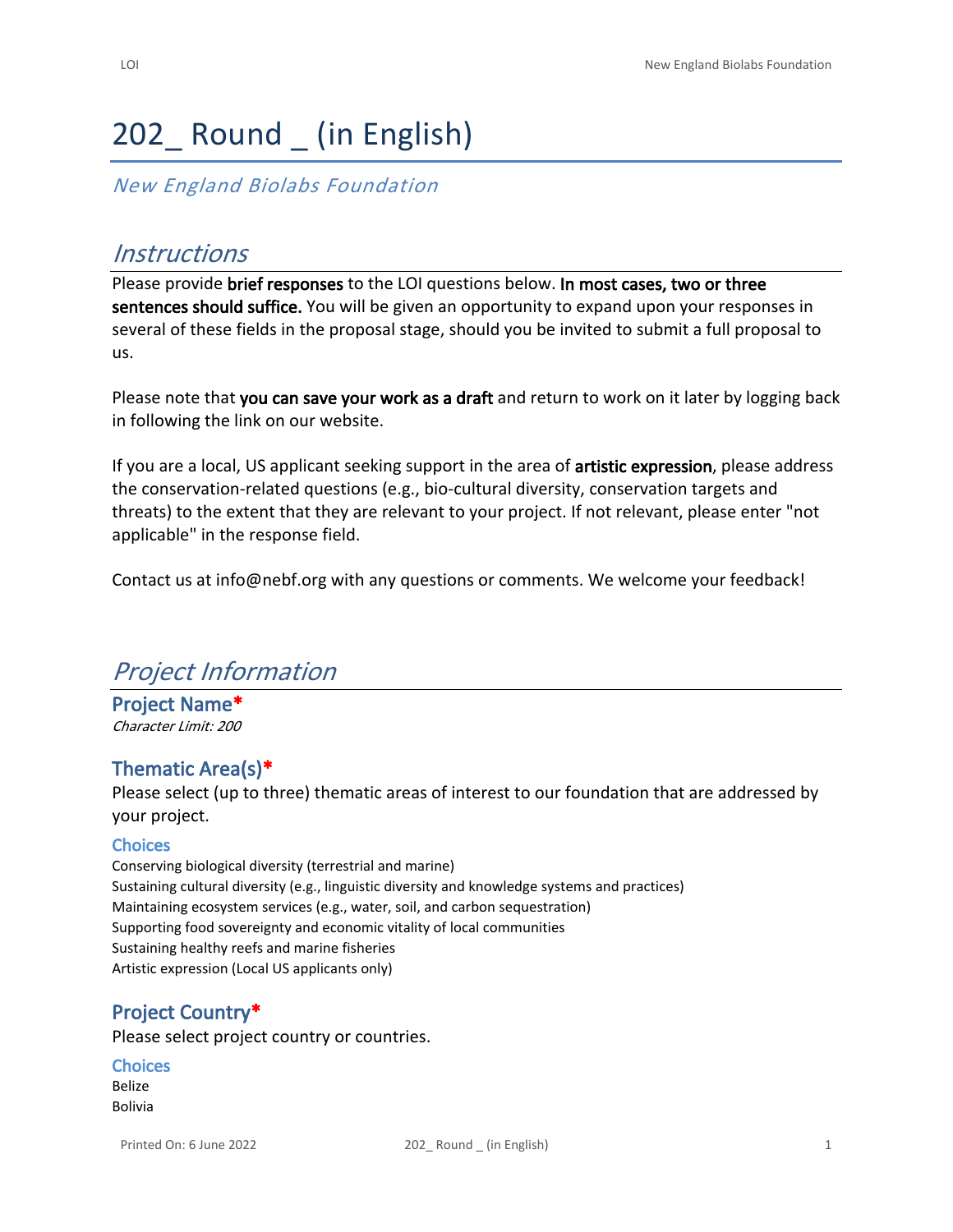# 202_ Round _ (in English)

*New England Biolabs Foundation*

## *Instructions*

Please provide **brief responses** to the LOI questions below. **In most cases, two or three sentences should suffice.** You will be given an opportunity to expand upon your responses in several of these fields in the proposal stage, should you be invited to submit a full proposal to us.

Please note that **you can save your work as a draft** and return to work on it later by logging back in following the link on our website.

If you are a local, US applicant seeking support in the area of **artistic expression**, please address the conservation-related questions (e.g., bio-cultural diversity, conservation targets and threats) to the extent that they are relevant to your project. If not relevant, please enter "not applicable" in the response field.

Contact us at info@nebf.org with any questions or comments. We welcome your feedback!

## *Project Information*

### Project Name*

*Character Limit: 200*

### Thematic Area(s)*

Please select (up to three) thematic areas of interest to our foundation that are addressed by your project.

#### Choices

Conserving biological diversity (terrestrial and marine)
Sustaining cultural diversity (e.g., linguistic diversity and knowledge systems and practices)
Maintaining ecosystem services (e.g., water, soil, and carbon sequestration)
Supporting food sovereignty and economic vitality of local communities
Sustaining healthy reefs and marine fisheries
Artistic expression (Local US applicants only)

### Project Country*

Please select project country or countries.

#### Choices

Belize
Bolivia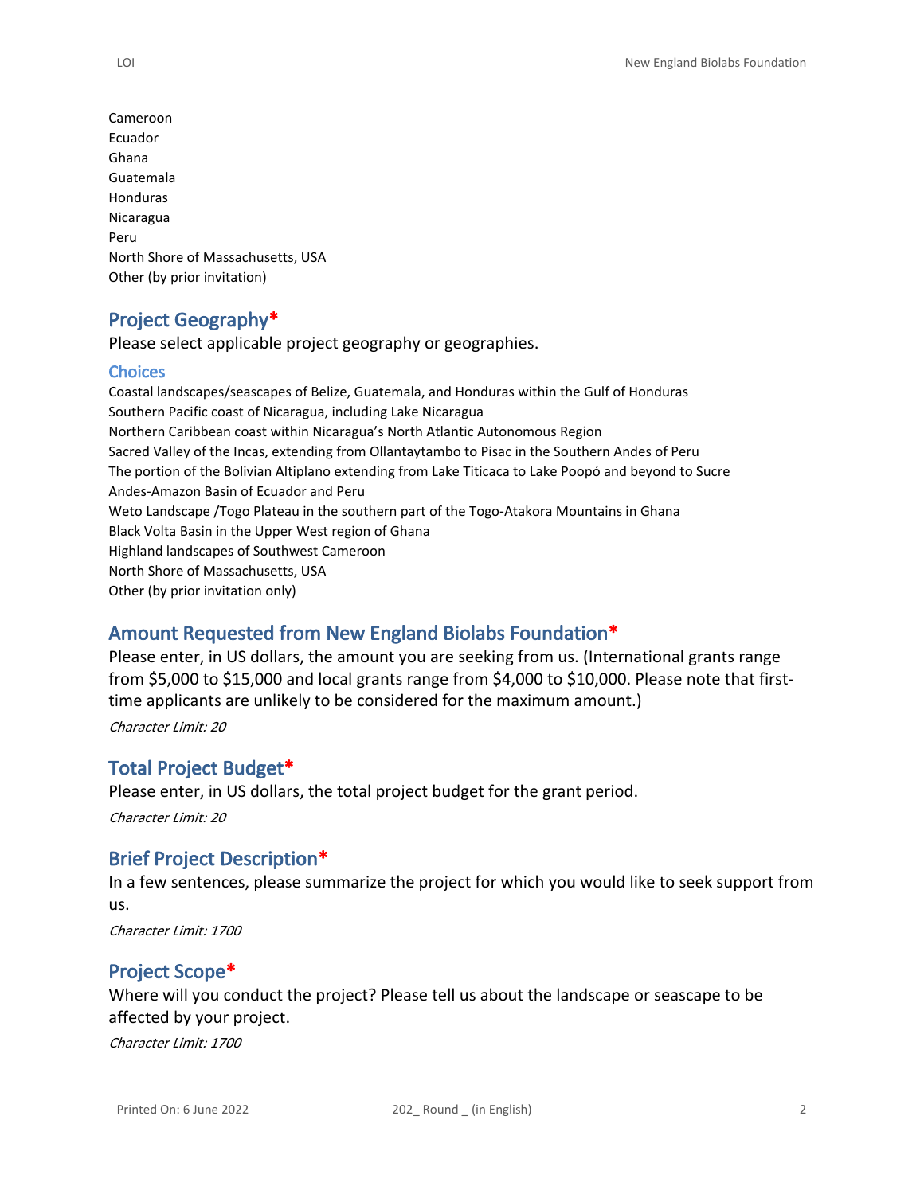Cameroon
Ecuador
Ghana
Guatemala
Honduras
Nicaragua
Peru
North Shore of Massachusetts, USA
Other (by prior invitation)

## Project Geography*

Please select applicable project geography or geographies.

### Choices

Coastal landscapes/seascapes of Belize, Guatemala, and Honduras within the Gulf of Honduras
Southern Pacific coast of Nicaragua, including Lake Nicaragua
Northern Caribbean coast within Nicaragua's North Atlantic Autonomous Region
Sacred Valley of the Incas, extending from Ollantaytambo to Pisac in the Southern Andes of Peru
The portion of the Bolivian Altiplano extending from Lake Titicaca to Lake Poopó and beyond to Sucre
Andes-Amazon Basin of Ecuador and Peru
Weto Landscape /Togo Plateau in the southern part of the Togo-Atakora Mountains in Ghana
Black Volta Basin in the Upper West region of Ghana
Highland landscapes of Southwest Cameroon
North Shore of Massachusetts, USA
Other (by prior invitation only)

## Amount Requested from New England Biolabs Foundation*

Please enter, in US dollars, the amount you are seeking from us. (International grants range from $5,000 to $15,000 and local grants range from $4,000 to $10,000. Please note that first-time applicants are unlikely to be considered for the maximum amount.)

*Character Limit: 20*

## Total Project Budget*

Please enter, in US dollars, the total project budget for the grant period.

*Character Limit: 20*

## Brief Project Description*

In a few sentences, please summarize the project for which you would like to seek support from us.

*Character Limit: 1700*

## Project Scope*

Where will you conduct the project? Please tell us about the landscape or seascape to be affected by your project.

*Character Limit: 1700*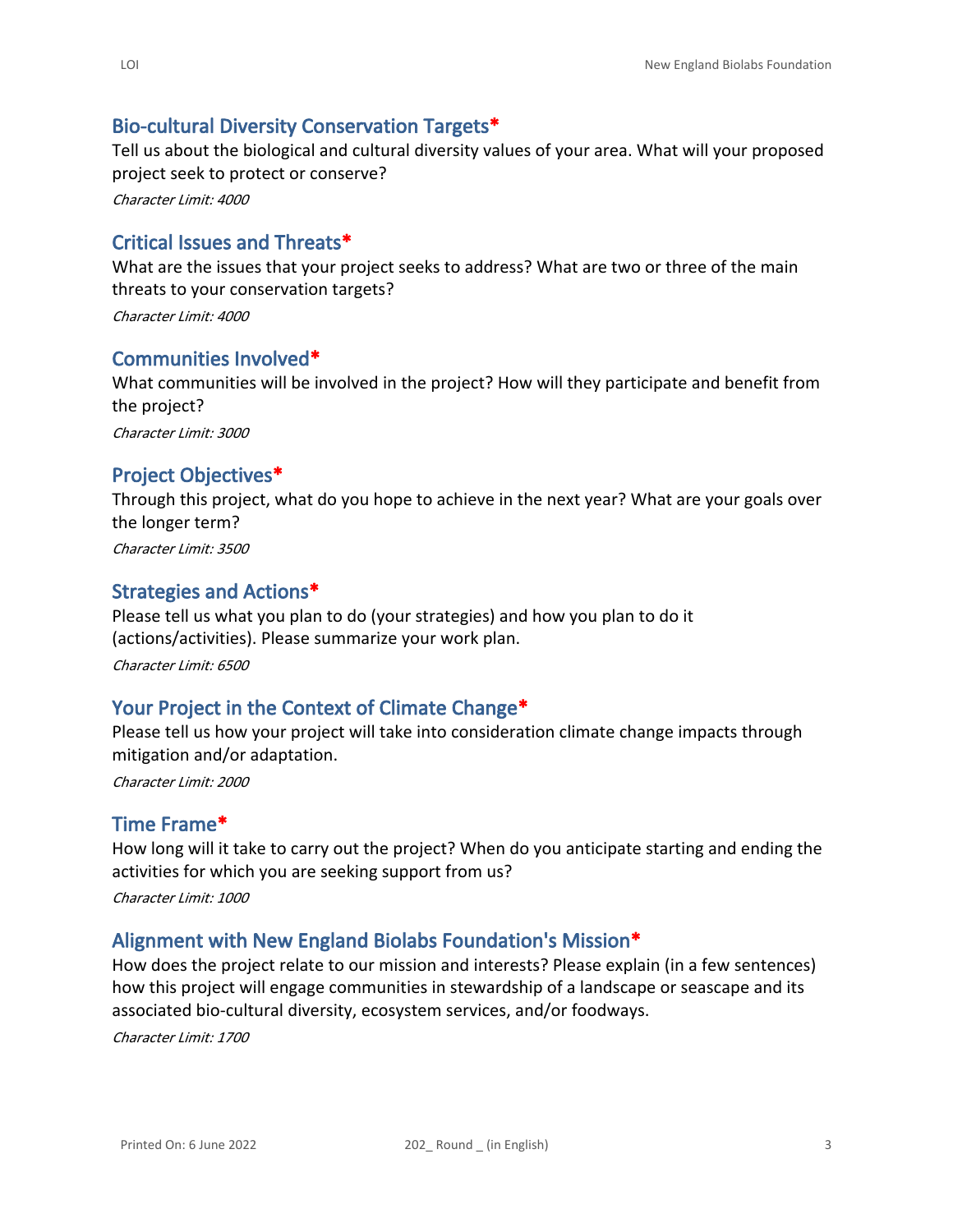## Bio-cultural Diversity Conservation Targets*

Tell us about the biological and cultural diversity values of your area. What will your proposed project seek to protect or conserve?

*Character Limit: 4000*

## Critical Issues and Threats*

What are the issues that your project seeks to address? What are two or three of the main threats to your conservation targets?

*Character Limit: 4000*

## Communities Involved*

What communities will be involved in the project? How will they participate and benefit from the project?

*Character Limit: 3000*

## Project Objectives*

Through this project, what do you hope to achieve in the next year? What are your goals over the longer term?

*Character Limit: 3500*

## Strategies and Actions*

Please tell us what you plan to do (your strategies) and how you plan to do it (actions/activities). Please summarize your work plan.

*Character Limit: 6500*

## Your Project in the Context of Climate Change*

Please tell us how your project will take into consideration climate change impacts through mitigation and/or adaptation.

*Character Limit: 2000*

## Time Frame*

How long will it take to carry out the project? When do you anticipate starting and ending the activities for which you are seeking support from us?

*Character Limit: 1000*

## Alignment with New England Biolabs Foundation's Mission*

How does the project relate to our mission and interests? Please explain (in a few sentences) how this project will engage communities in stewardship of a landscape or seascape and its associated bio-cultural diversity, ecosystem services, and/or foodways.

*Character Limit: 1700*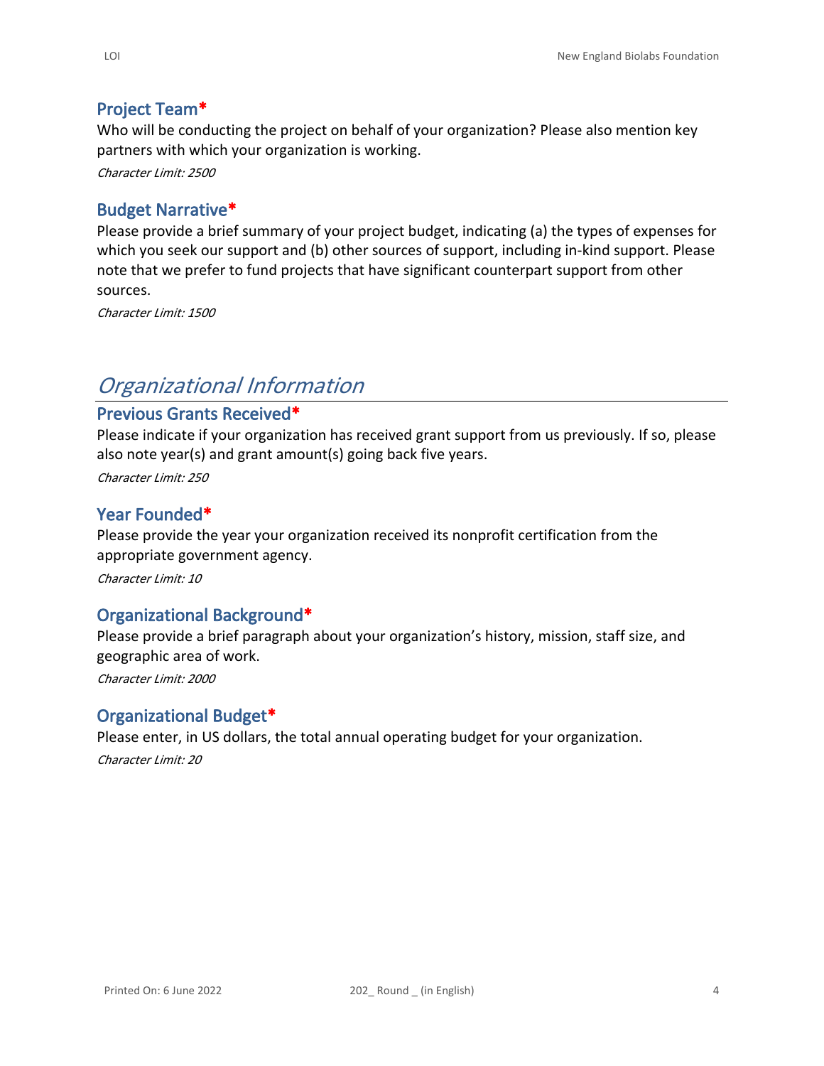## Project Team*

Who will be conducting the project on behalf of your organization? Please also mention key partners with which your organization is working.

*Character Limit: 2500*

## Budget Narrative*

Please provide a brief summary of your project budget, indicating (a) the types of expenses for which you seek our support and (b) other sources of support, including in-kind support. Please note that we prefer to fund projects that have significant counterpart support from other sources.

*Character Limit: 1500*

# *Organizational Information*

## Previous Grants Received*

Please indicate if your organization has received grant support from us previously. If so, please also note year(s) and grant amount(s) going back five years.

*Character Limit: 250*

## Year Founded*

Please provide the year your organization received its nonprofit certification from the appropriate government agency.

*Character Limit: 10*

## Organizational Background*

Please provide a brief paragraph about your organization's history, mission, staff size, and geographic area of work.

*Character Limit: 2000*

## Organizational Budget*

Please enter, in US dollars, the total annual operating budget for your organization.

*Character Limit: 20*